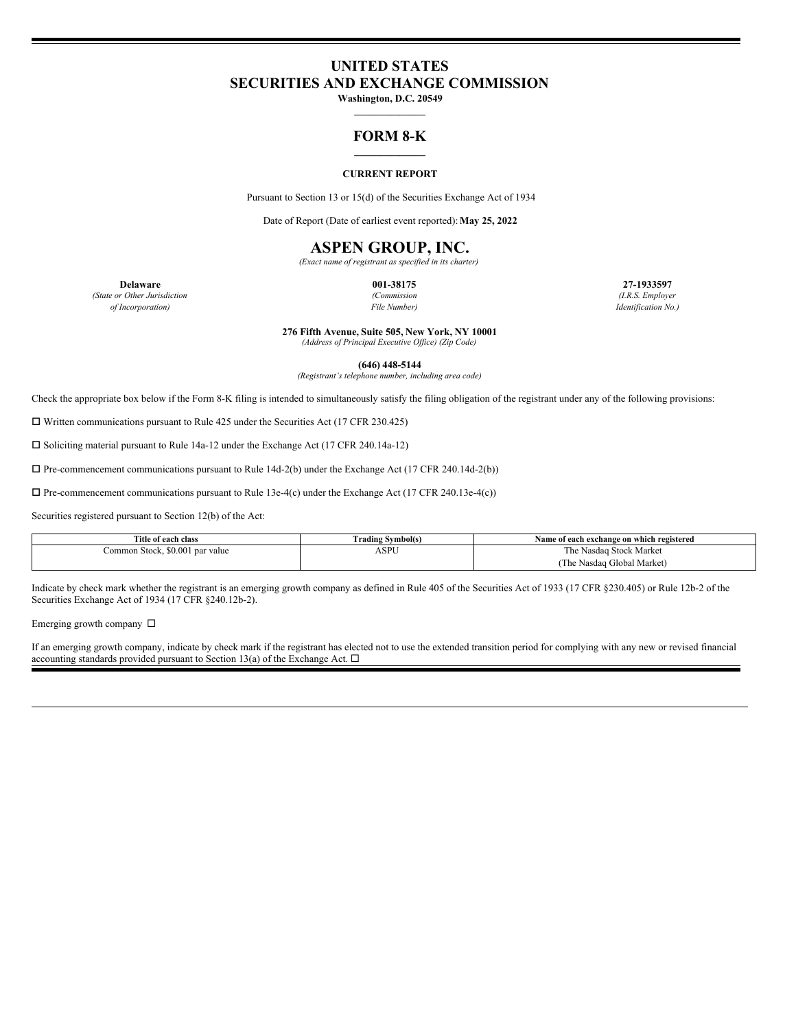# UNITED STATES
# SECURITIES AND EXCHANGE COMMISSION

**Washington, D.C. 20549**

## FORM 8-K

**CURRENT REPORT**

Pursuant to Section 13 or 15(d) of the Securities Exchange Act of 1934

Date of Report (Date of earliest event reported): **May 25, 2022**

# ASPEN GROUP, INC.

*(Exact name of registrant as specified in its charter)*

| **Delaware** | **001-38175** | **27-1933597** |
|---|---|---|
| *(State or Other Jurisdiction of Incorporation)* | *(Commission File Number)* | *(I.R.S. Employer Identification No.)* |

**276 Fifth Avenue, Suite 505, New York, NY 10001**
*(Address of Principal Executive Office) (Zip Code)*

**(646) 448-5144**
*(Registrant's telephone number, including area code)*

Check the appropriate box below if the Form 8-K filing is intended to simultaneously satisfy the filing obligation of the registrant under any of the following provisions:

☐ Written communications pursuant to Rule 425 under the Securities Act (17 CFR 230.425)

☐ Soliciting material pursuant to Rule 14a-12 under the Exchange Act (17 CFR 240.14a-12)

☐ Pre-commencement communications pursuant to Rule 14d-2(b) under the Exchange Act (17 CFR 240.14d-2(b))

☐ Pre-commencement communications pursuant to Rule 13e-4(c) under the Exchange Act (17 CFR 240.13e-4(c))

Securities registered pursuant to Section 12(b) of the Act:

| Title of each class | Trading Symbol(s) | Name of each exchange on which registered |
|---|---|---|
| Common Stock, $0.001 par value | ASPU | The Nasdaq Stock Market (The Nasdaq Global Market) |

Indicate by check mark whether the registrant is an emerging growth company as defined in Rule 405 of the Securities Act of 1933 (17 CFR §230.405) or Rule 12b-2 of the Securities Exchange Act of 1934 (17 CFR §240.12b-2).

Emerging growth company ☐

If an emerging growth company, indicate by check mark if the registrant has elected not to use the extended transition period for complying with any new or revised financial accounting standards provided pursuant to Section 13(a) of the Exchange Act. ☐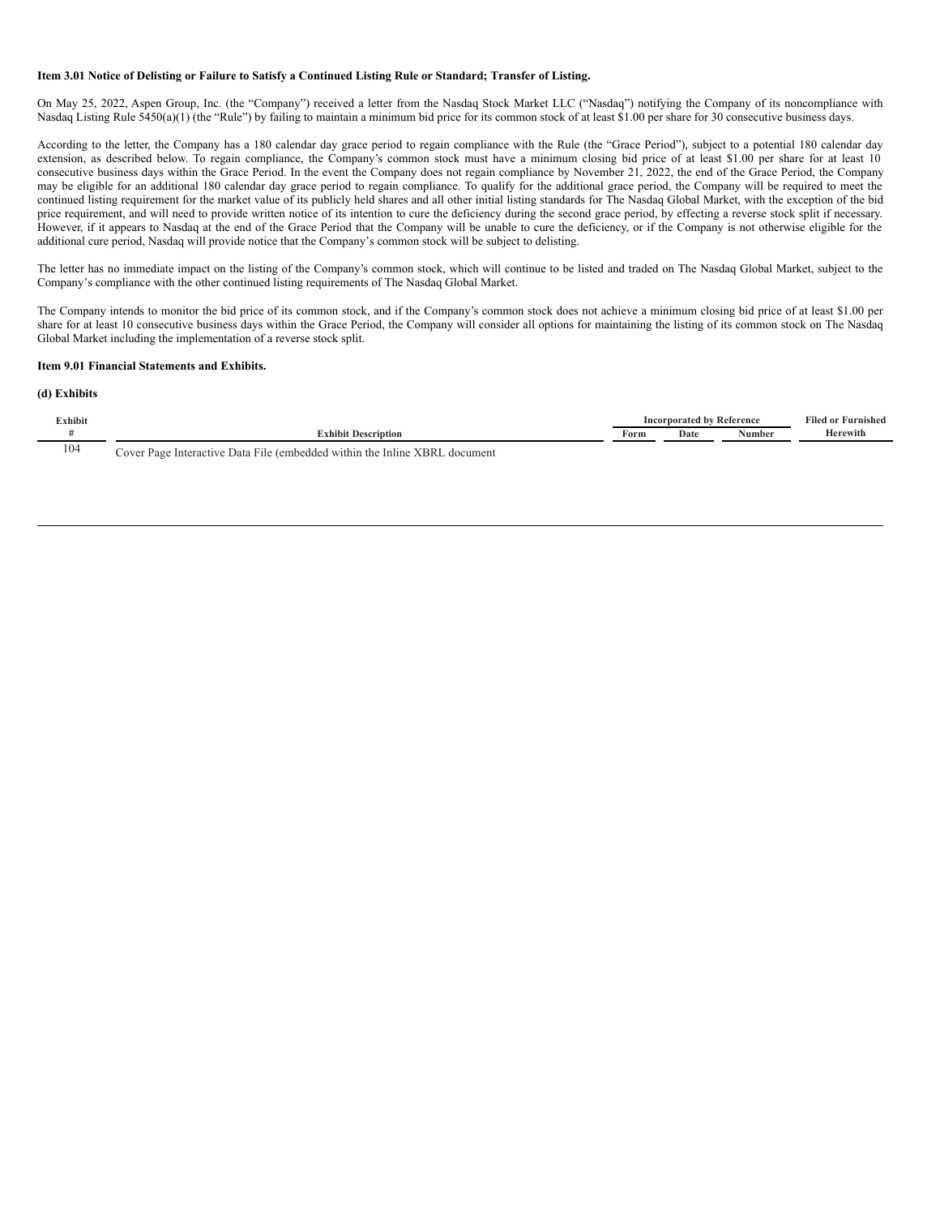**Item 3.01 Notice of Delisting or Failure to Satisfy a Continued Listing Rule or Standard; Transfer of Listing.**

On May 25, 2022, Aspen Group, Inc. (the "Company") received a letter from the Nasdaq Stock Market LLC ("Nasdaq") notifying the Company of its noncompliance with Nasdaq Listing Rule 5450(a)(1) (the "Rule") by failing to maintain a minimum bid price for its common stock of at least $1.00 per share for 30 consecutive business days.

According to the letter, the Company has a 180 calendar day grace period to regain compliance with the Rule (the "Grace Period"), subject to a potential 180 calendar day extension, as described below. To regain compliance, the Company's common stock must have a minimum closing bid price of at least $1.00 per share for at least 10 consecutive business days within the Grace Period. In the event the Company does not regain compliance by November 21, 2022, the end of the Grace Period, the Company may be eligible for an additional 180 calendar day grace period to regain compliance. To qualify for the additional grace period, the Company will be required to meet the continued listing requirement for the market value of its publicly held shares and all other initial listing standards for The Nasdaq Global Market, with the exception of the bid price requirement, and will need to provide written notice of its intention to cure the deficiency during the second grace period, by effecting a reverse stock split if necessary. However, if it appears to Nasdaq at the end of the Grace Period that the Company will be unable to cure the deficiency, or if the Company is not otherwise eligible for the additional cure period, Nasdaq will provide notice that the Company's common stock will be subject to delisting.

The letter has no immediate impact on the listing of the Company's common stock, which will continue to be listed and traded on The Nasdaq Global Market, subject to the Company's compliance with the other continued listing requirements of The Nasdaq Global Market.

The Company intends to monitor the bid price of its common stock, and if the Company's common stock does not achieve a minimum closing bid price of at least $1.00 per share for at least 10 consecutive business days within the Grace Period, the Company will consider all options for maintaining the listing of its common stock on The Nasdaq Global Market including the implementation of a reverse stock split.

**Item 9.01 Financial Statements and Exhibits.**

**(d) Exhibits**

| Exhibit # | Exhibit Description | Incorporated by Reference | | | Filed or Furnished Herewith |
|---|---|---|---|---|---|
| | | Form | Date | Number | |
| 104 | Cover Page Interactive Data File (embedded within the Inline XBRL document | | | | |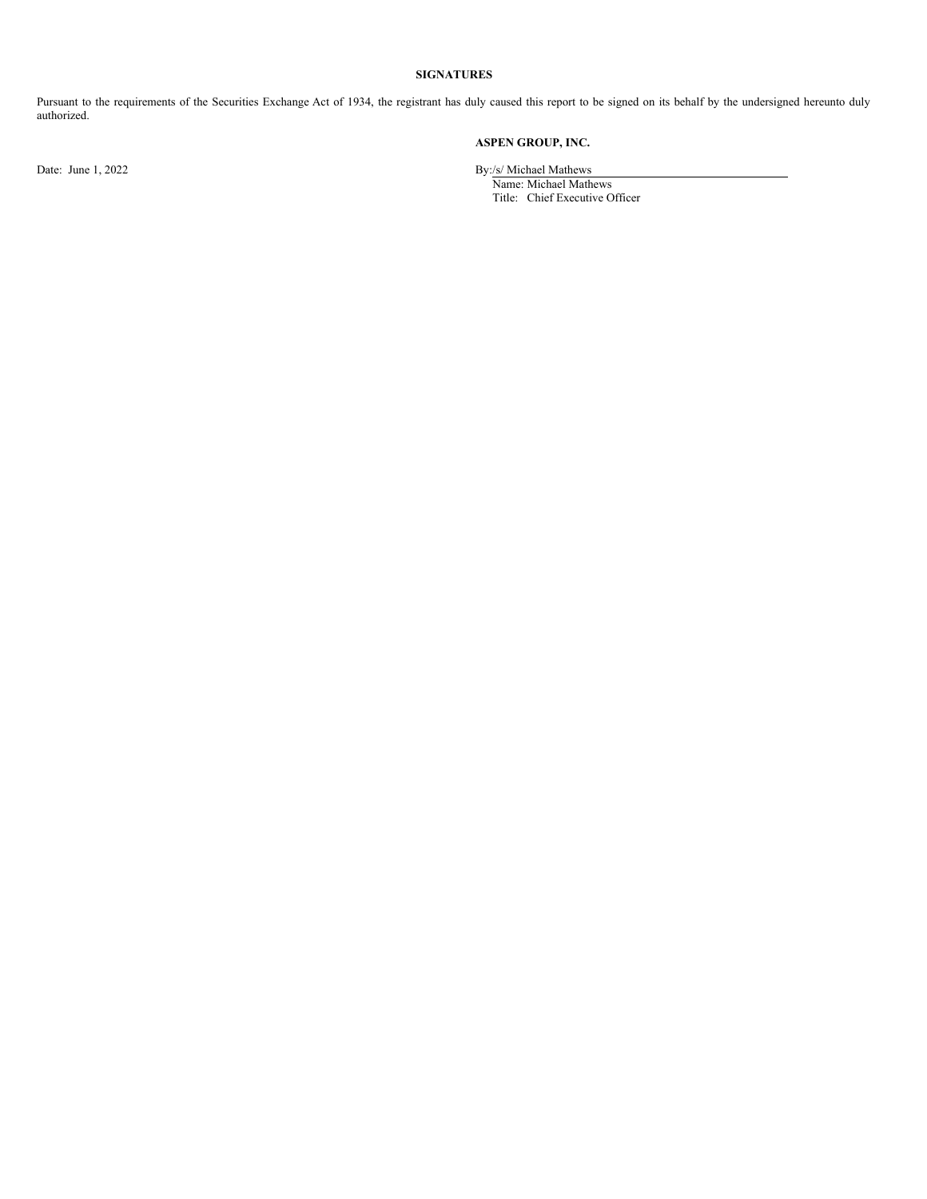**SIGNATURES**

Pursuant to the requirements of the Securities Exchange Act of 1934, the registrant has duly caused this report to be signed on its behalf by the undersigned hereunto duly authorized.

**ASPEN GROUP, INC.**

Date: June 1, 2022

By:/s/ Michael Mathews
Name: Michael Mathews
Title: Chief Executive Officer